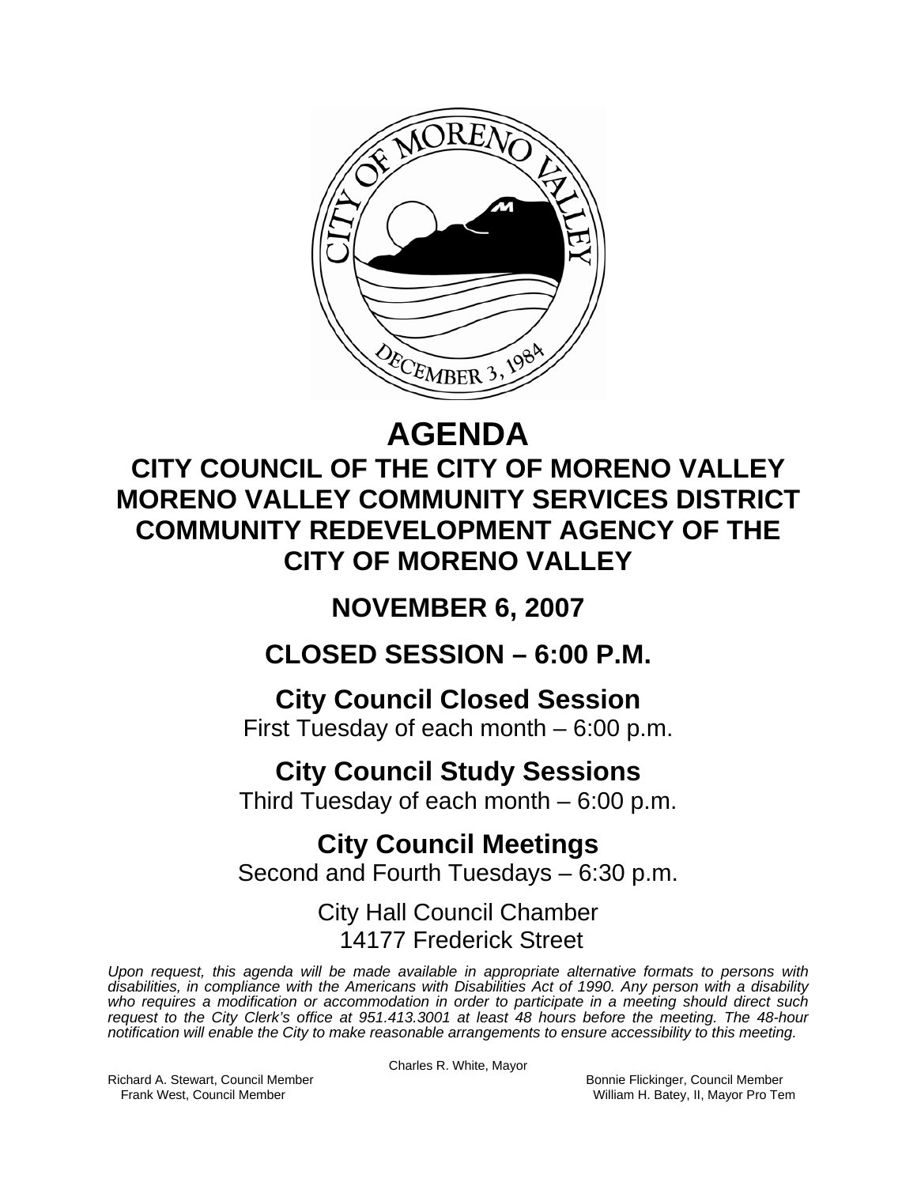# AGENDA

## CITY COUNCIL OF THE CITY OF MORENO VALLEY
## MORENO VALLEY COMMUNITY SERVICES DISTRICT
## COMMUNITY REDEVELOPMENT AGENCY OF THE CITY OF MORENO VALLEY

## NOVEMBER 6, 2007

## CLOSED SESSION – 6:00 P.M.

### City Council Closed Session
First Tuesday of each month – 6:00 p.m.

### City Council Study Sessions
Third Tuesday of each month – 6:00 p.m.

### City Council Meetings
Second and Fourth Tuesdays – 6:30 p.m.

City Hall Council Chamber
14177 Frederick Street

*Upon request, this agenda will be made available in appropriate alternative formats to persons with disabilities, in compliance with the Americans with Disabilities Act of 1990. Any person with a disability who requires a modification or accommodation in order to participate in a meeting should direct such request to the City Clerk's office at 951.413.3001 at least 48 hours before the meeting. The 48-hour notification will enable the City to make reasonable arrangements to ensure accessibility to this meeting.*

Charles R. White, Mayor

Richard A. Stewart, Council Member
Frank West, Council Member
Bonnie Flickinger, Council Member
William H. Batey, II, Mayor Pro Tem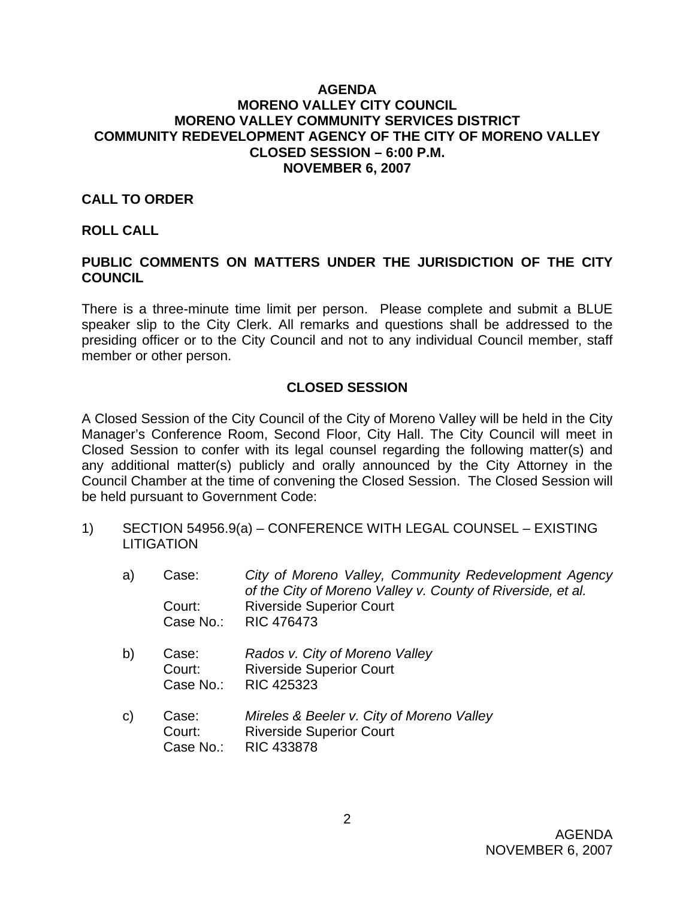# AGENDA
# MORENO VALLEY CITY COUNCIL
# MORENO VALLEY COMMUNITY SERVICES DISTRICT
# COMMUNITY REDEVELOPMENT AGENCY OF THE CITY OF MORENO VALLEY
# CLOSED SESSION – 6:00 P.M.
# NOVEMBER 6, 2007

**CALL TO ORDER**

**ROLL CALL**

**PUBLIC COMMENTS ON MATTERS UNDER THE JURISDICTION OF THE CITY COUNCIL**

There is a three-minute time limit per person. Please complete and submit a BLUE speaker slip to the City Clerk. All remarks and questions shall be addressed to the presiding officer or to the City Council and not to any individual Council member, staff member or other person.

## CLOSED SESSION

A Closed Session of the City Council of the City of Moreno Valley will be held in the City Manager's Conference Room, Second Floor, City Hall. The City Council will meet in Closed Session to confer with its legal counsel regarding the following matter(s) and any additional matter(s) publicly and orally announced by the City Attorney in the Council Chamber at the time of convening the Closed Session. The Closed Session will be held pursuant to Government Code:

1) SECTION 54956.9(a) – CONFERENCE WITH LEGAL COUNSEL – EXISTING LITIGATION

   a) Case: *City of Moreno Valley, Community Redevelopment Agency of the City of Moreno Valley v. County of Riverside, et al.*
      Court: Riverside Superior Court
      Case No.: RIC 476473

   b) Case: *Rados v. City of Moreno Valley*
      Court: Riverside Superior Court
      Case No.: RIC 425323

   c) Case: *Mireles & Beeler v. City of Moreno Valley*
      Court: Riverside Superior Court
      Case No.: RIC 433878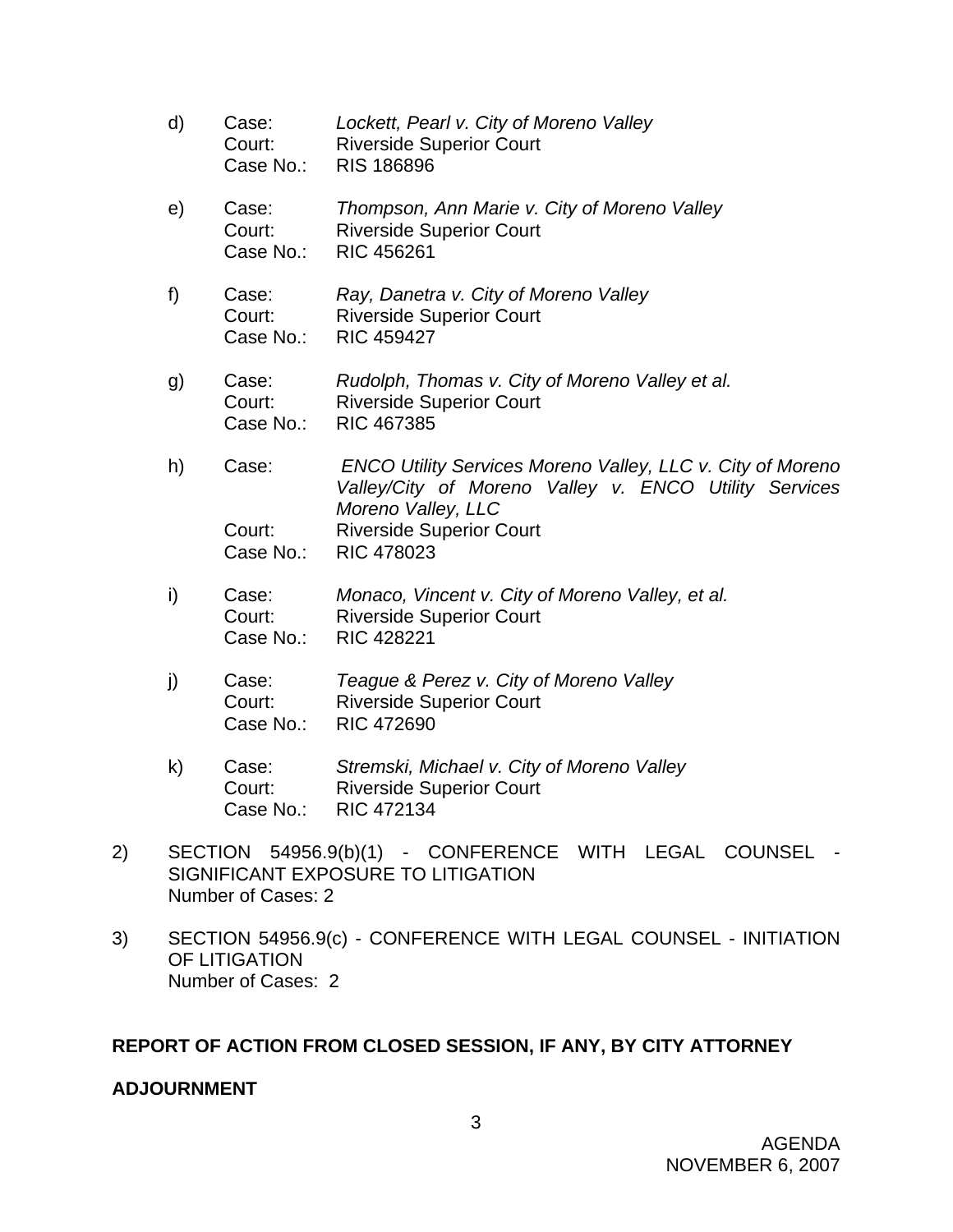d) Case: *Lockett, Pearl v. City of Moreno Valley*
   Court: Riverside Superior Court
   Case No.: RIS 186896

e) Case: *Thompson, Ann Marie v. City of Moreno Valley*
   Court: Riverside Superior Court
   Case No.: RIC 456261

f) Case: *Ray, Danetra v. City of Moreno Valley*
   Court: Riverside Superior Court
   Case No.: RIC 459427

g) Case: *Rudolph, Thomas v. City of Moreno Valley et al.*
   Court: Riverside Superior Court
   Case No.: RIC 467385

h) Case: *ENCO Utility Services Moreno Valley, LLC v. City of Moreno Valley/City of Moreno Valley v. ENCO Utility Services Moreno Valley, LLC*
   Court: Riverside Superior Court
   Case No.: RIC 478023

i) Case: *Monaco, Vincent v. City of Moreno Valley, et al.*
   Court: Riverside Superior Court
   Case No.: RIC 428221

j) Case: *Teague & Perez v. City of Moreno Valley*
   Court: Riverside Superior Court
   Case No.: RIC 472690

k) Case: *Stremski, Michael v. City of Moreno Valley*
   Court: Riverside Superior Court
   Case No.: RIC 472134

2) SECTION 54956.9(b)(1) - CONFERENCE WITH LEGAL COUNSEL - SIGNIFICANT EXPOSURE TO LITIGATION
   Number of Cases: 2

3) SECTION 54956.9(c) - CONFERENCE WITH LEGAL COUNSEL - INITIATION OF LITIGATION
   Number of Cases: 2

**REPORT OF ACTION FROM CLOSED SESSION, IF ANY, BY CITY ATTORNEY**

**ADJOURNMENT**